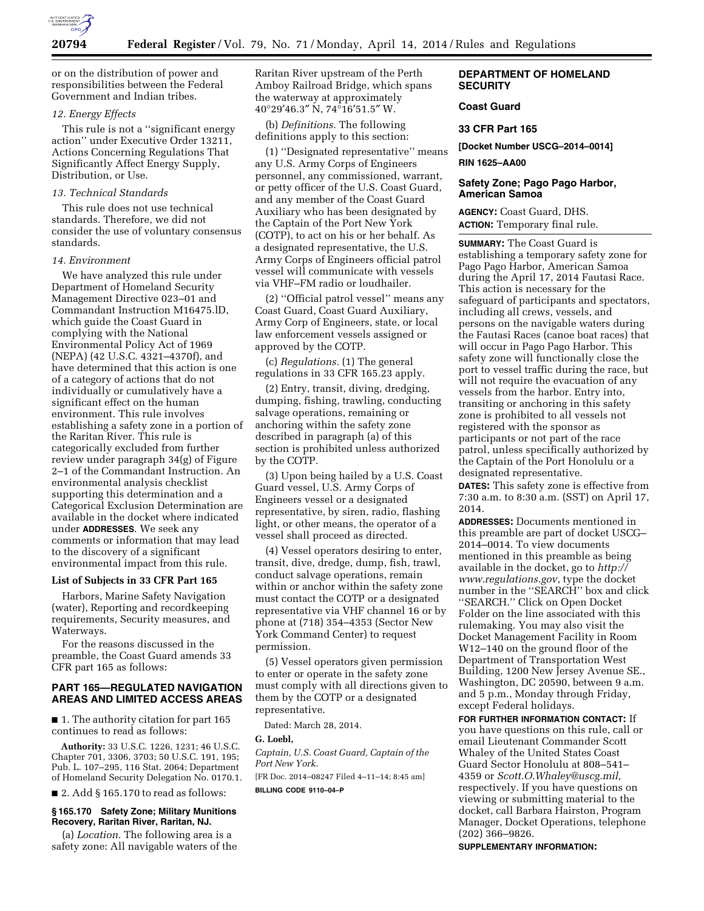or on the distribution of power and responsibilities between the Federal Government and Indian tribes.

*12. Energy Effects*

This rule is not a ''significant energy action'' under Executive Order 13211, Actions Concerning Regulations That Significantly Affect Energy Supply, Distribution, or Use.

*13. Technical Standards*

This rule does not use technical standards. Therefore, we did not consider the use of voluntary consensus standards.

*14. Environment*

We have analyzed this rule under Department of Homeland Security Management Directive 023–01 and Commandant Instruction M16475.lD, which guide the Coast Guard in complying with the National Environmental Policy Act of 1969 (NEPA) (42 U.S.C. 4321–4370f), and have determined that this action is one of a category of actions that do not individually or cumulatively have a significant effect on the human environment. This rule involves establishing a safety zone in a portion of the Raritan River. This rule is categorically excluded from further review under paragraph 34(g) of Figure 2–1 of the Commandant Instruction. An environmental analysis checklist supporting this determination and a Categorical Exclusion Determination are available in the docket where indicated under **ADDRESSES**. We seek any comments or information that may lead to the discovery of a significant environmental impact from this rule.

**List of Subjects in 33 CFR Part 165**

Harbors, Marine Safety Navigation (water), Reporting and recordkeeping requirements, Security measures, and Waterways.

For the reasons discussed in the preamble, the Coast Guard amends 33 CFR part 165 as follows:

## PART 165—REGULATED NAVIGATION AREAS AND LIMITED ACCESS AREAS

■ 1. The authority citation for part 165 continues to read as follows:

**Authority:** 33 U.S.C. 1226, 1231; 46 U.S.C. Chapter 701, 3306, 3703; 50 U.S.C. 191, 195; Pub. L. 107–295, 116 Stat. 2064; Department of Homeland Security Delegation No. 0170.1.

■ 2. Add § 165.170 to read as follows:

**§ 165.170 Safety Zone; Military Munitions Recovery, Raritan River, Raritan, NJ.**

(a) *Location.* The following area is a safety zone: All navigable waters of the Raritan River upstream of the Perth Amboy Railroad Bridge, which spans the waterway at approximately 40°29′46.3″ N, 74°16′51.5″ W.

(b) *Definitions.* The following definitions apply to this section:

(1) ''Designated representative'' means any U.S. Army Corps of Engineers personnel, any commissioned, warrant, or petty officer of the U.S. Coast Guard, and any member of the Coast Guard Auxiliary who has been designated by the Captain of the Port New York (COTP), to act on his or her behalf. As a designated representative, the U.S. Army Corps of Engineers official patrol vessel will communicate with vessels via VHF–FM radio or loudhailer.

(2) ''Official patrol vessel'' means any Coast Guard, Coast Guard Auxiliary, Army Corp of Engineers, state, or local law enforcement vessels assigned or approved by the COTP.

(c) *Regulations.* (1) The general regulations in 33 CFR 165.23 apply.

(2) Entry, transit, diving, dredging, dumping, fishing, trawling, conducting salvage operations, remaining or anchoring within the safety zone described in paragraph (a) of this section is prohibited unless authorized by the COTP.

(3) Upon being hailed by a U.S. Coast Guard vessel, U.S. Army Corps of Engineers vessel or a designated representative, by siren, radio, flashing light, or other means, the operator of a vessel shall proceed as directed.

(4) Vessel operators desiring to enter, transit, dive, dredge, dump, fish, trawl, conduct salvage operations, remain within or anchor within the safety zone must contact the COTP or a designated representative via VHF channel 16 or by phone at (718) 354–4353 (Sector New York Command Center) to request permission.

(5) Vessel operators given permission to enter or operate in the safety zone must comply with all directions given to them by the COTP or a designated representative.

Dated: March 28, 2014.

**G. Loebl,**

*Captain, U.S. Coast Guard, Captain of the Port New York.*

[FR Doc. 2014–08247 Filed 4–11–14; 8:45 am]

**BILLING CODE 9110–04–P**

## DEPARTMENT OF HOMELAND SECURITY

### Coast Guard

### 33 CFR Part 165

**[Docket Number USCG–2014–0014]**

**RIN 1625–AA00**

## Safety Zone; Pago Pago Harbor, American Samoa

**AGENCY:** Coast Guard, DHS.

**ACTION:** Temporary final rule.

**SUMMARY:** The Coast Guard is establishing a temporary safety zone for Pago Pago Harbor, American Samoa during the April 17, 2014 Fautasi Race. This action is necessary for the safeguard of participants and spectators, including all crews, vessels, and persons on the navigable waters during the Fautasi Races (canoe boat races) that will occur in Pago Pago Harbor. This safety zone will functionally close the port to vessel traffic during the race, but will not require the evacuation of any vessels from the harbor. Entry into, transiting or anchoring in this safety zone is prohibited to all vessels not registered with the sponsor as participants or not part of the race patrol, unless specifically authorized by the Captain of the Port Honolulu or a designated representative.

**DATES:** This safety zone is effective from 7:30 a.m. to 8:30 a.m. (SST) on April 17, 2014.

**ADDRESSES:** Documents mentioned in this preamble are part of docket USCG–2014–0014. To view documents mentioned in this preamble as being available in the docket, go to *http://www.regulations.gov*, type the docket number in the ''SEARCH'' box and click ''SEARCH.'' Click on Open Docket Folder on the line associated with this rulemaking. You may also visit the Docket Management Facility in Room W12–140 on the ground floor of the Department of Transportation West Building, 1200 New Jersey Avenue SE., Washington, DC 20590, between 9 a.m. and 5 p.m., Monday through Friday, except Federal holidays.

**FOR FURTHER INFORMATION CONTACT:** If you have questions on this rule, call or email Lieutenant Commander Scott Whaley of the United States Coast Guard Sector Honolulu at 808–541–4359 or *Scott.O.Whaley@uscg.mil,* respectively. If you have questions on viewing or submitting material to the docket, call Barbara Hairston, Program Manager, Docket Operations, telephone (202) 366–9826.

**SUPPLEMENTARY INFORMATION:**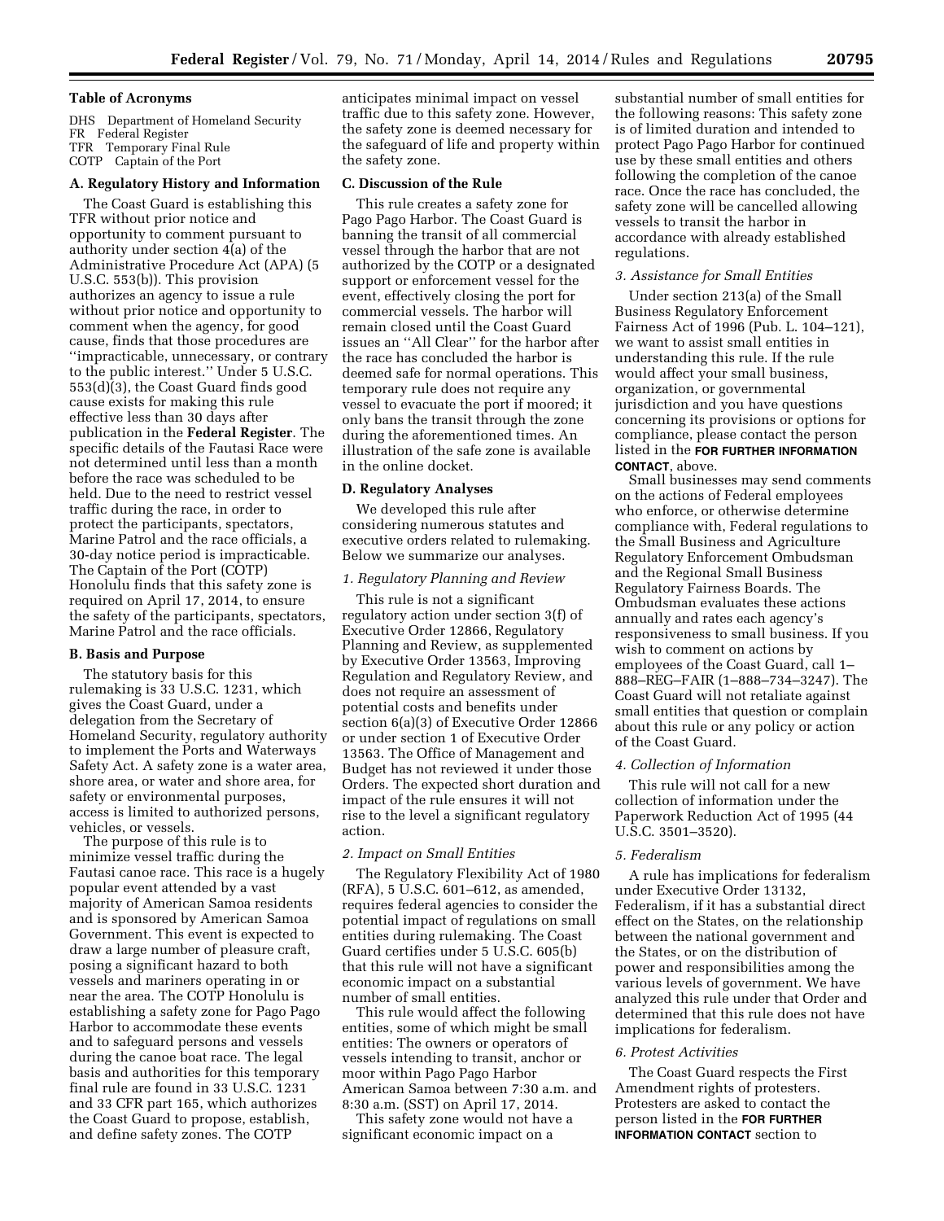**Table of Acronyms**

DHS Department of Homeland Security
FR Federal Register
TFR Temporary Final Rule
COTP Captain of the Port

**A. Regulatory History and Information**

The Coast Guard is establishing this TFR without prior notice and opportunity to comment pursuant to authority under section 4(a) of the Administrative Procedure Act (APA) (5 U.S.C. 553(b)). This provision authorizes an agency to issue a rule without prior notice and opportunity to comment when the agency, for good cause, finds that those procedures are ''impracticable, unnecessary, or contrary to the public interest.'' Under 5 U.S.C. 553(d)(3), the Coast Guard finds good cause exists for making this rule effective less than 30 days after publication in the **Federal Register**. The specific details of the Fautasi Race were not determined until less than a month before the race was scheduled to be held. Due to the need to restrict vessel traffic during the race, in order to protect the participants, spectators, Marine Patrol and the race officials, a 30-day notice period is impracticable. The Captain of the Port (COTP) Honolulu finds that this safety zone is required on April 17, 2014, to ensure the safety of the participants, spectators, Marine Patrol and the race officials.

**B. Basis and Purpose**

The statutory basis for this rulemaking is 33 U.S.C. 1231, which gives the Coast Guard, under a delegation from the Secretary of Homeland Security, regulatory authority to implement the Ports and Waterways Safety Act. A safety zone is a water area, shore area, or water and shore area, for safety or environmental purposes, access is limited to authorized persons, vehicles, or vessels.

The purpose of this rule is to minimize vessel traffic during the Fautasi canoe race. This race is a hugely popular event attended by a vast majority of American Samoa residents and is sponsored by American Samoa Government. This event is expected to draw a large number of pleasure craft, posing a significant hazard to both vessels and mariners operating in or near the area. The COTP Honolulu is establishing a safety zone for Pago Pago Harbor to accommodate these events and to safeguard persons and vessels during the canoe boat race. The legal basis and authorities for this temporary final rule are found in 33 U.S.C. 1231 and 33 CFR part 165, which authorizes the Coast Guard to propose, establish, and define safety zones. The COTP anticipates minimal impact on vessel traffic due to this safety zone. However, the safety zone is deemed necessary for the safeguard of life and property within the safety zone.

**C. Discussion of the Rule**

This rule creates a safety zone for Pago Pago Harbor. The Coast Guard is banning the transit of all commercial vessel through the harbor that are not authorized by the COTP or a designated support or enforcement vessel for the event, effectively closing the port for commercial vessels. The harbor will remain closed until the Coast Guard issues an ''All Clear'' for the harbor after the race has concluded the harbor is deemed safe for normal operations. This temporary rule does not require any vessel to evacuate the port if moored; it only bans the transit through the zone during the aforementioned times. An illustration of the safe zone is available in the online docket.

**D. Regulatory Analyses**

We developed this rule after considering numerous statutes and executive orders related to rulemaking. Below we summarize our analyses.

*1. Regulatory Planning and Review*

This rule is not a significant regulatory action under section 3(f) of Executive Order 12866, Regulatory Planning and Review, as supplemented by Executive Order 13563, Improving Regulation and Regulatory Review, and does not require an assessment of potential costs and benefits under section 6(a)(3) of Executive Order 12866 or under section 1 of Executive Order 13563. The Office of Management and Budget has not reviewed it under those Orders. The expected short duration and impact of the rule ensures it will not rise to the level a significant regulatory action.

*2. Impact on Small Entities*

The Regulatory Flexibility Act of 1980 (RFA), 5 U.S.C. 601–612, as amended, requires federal agencies to consider the potential impact of regulations on small entities during rulemaking. The Coast Guard certifies under 5 U.S.C. 605(b) that this rule will not have a significant economic impact on a substantial number of small entities.

This rule would affect the following entities, some of which might be small entities: The owners or operators of vessels intending to transit, anchor or moor within Pago Pago Harbor American Samoa between 7:30 a.m. and 8:30 a.m. (SST) on April 17, 2014.

This safety zone would not have a significant economic impact on a substantial number of small entities for the following reasons: This safety zone is of limited duration and intended to protect Pago Pago Harbor for continued use by these small entities and others following the completion of the canoe race. Once the race has concluded, the safety zone will be cancelled allowing vessels to transit the harbor in accordance with already established regulations.

*3. Assistance for Small Entities*

Under section 213(a) of the Small Business Regulatory Enforcement Fairness Act of 1996 (Pub. L. 104–121), we want to assist small entities in understanding this rule. If the rule would affect your small business, organization, or governmental jurisdiction and you have questions concerning its provisions or options for compliance, please contact the person listed in the **FOR FURTHER INFORMATION CONTACT**, above.

Small businesses may send comments on the actions of Federal employees who enforce, or otherwise determine compliance with, Federal regulations to the Small Business and Agriculture Regulatory Enforcement Ombudsman and the Regional Small Business Regulatory Fairness Boards. The Ombudsman evaluates these actions annually and rates each agency's responsiveness to small business. If you wish to comment on actions by employees of the Coast Guard, call 1–888–REG–FAIR (1–888–734–3247). The Coast Guard will not retaliate against small entities that question or complain about this rule or any policy or action of the Coast Guard.

*4. Collection of Information*

This rule will not call for a new collection of information under the Paperwork Reduction Act of 1995 (44 U.S.C. 3501–3520).

*5. Federalism*

A rule has implications for federalism under Executive Order 13132, Federalism, if it has a substantial direct effect on the States, on the relationship between the national government and the States, or on the distribution of power and responsibilities among the various levels of government. We have analyzed this rule under that Order and determined that this rule does not have implications for federalism.

*6. Protest Activities*

The Coast Guard respects the First Amendment rights of protesters. Protesters are asked to contact the person listed in the **FOR FURTHER INFORMATION CONTACT** section to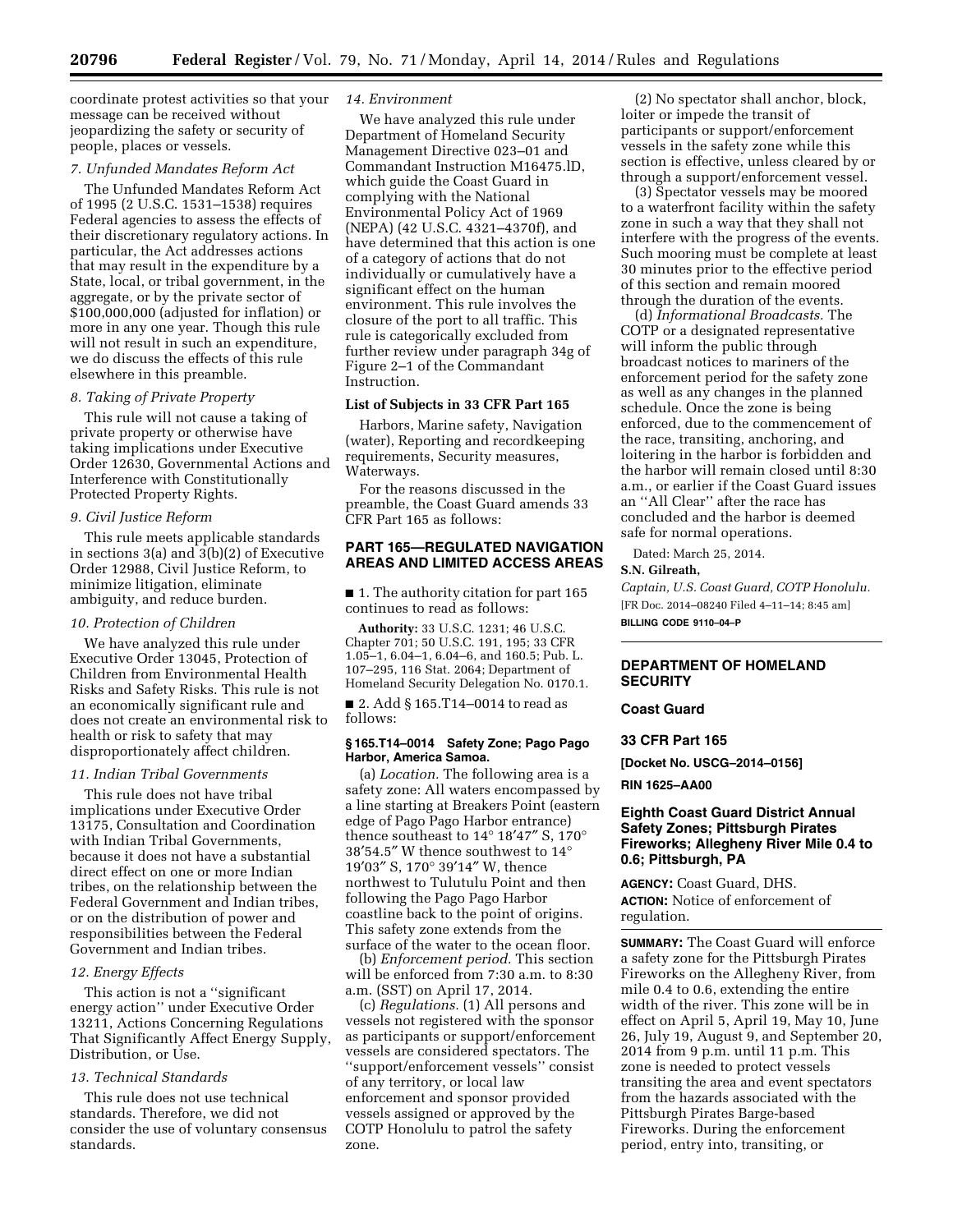coordinate protest activities so that your message can be received without jeopardizing the safety or security of people, places or vessels.

*7. Unfunded Mandates Reform Act*

The Unfunded Mandates Reform Act of 1995 (2 U.S.C. 1531–1538) requires Federal agencies to assess the effects of their discretionary regulatory actions. In particular, the Act addresses actions that may result in the expenditure by a State, local, or tribal government, in the aggregate, or by the private sector of $100,000,000 (adjusted for inflation) or more in any one year. Though this rule will not result in such an expenditure, we do discuss the effects of this rule elsewhere in this preamble.

*8. Taking of Private Property*

This rule will not cause a taking of private property or otherwise have taking implications under Executive Order 12630, Governmental Actions and Interference with Constitutionally Protected Property Rights.

*9. Civil Justice Reform*

This rule meets applicable standards in sections 3(a) and 3(b)(2) of Executive Order 12988, Civil Justice Reform, to minimize litigation, eliminate ambiguity, and reduce burden.

*10. Protection of Children*

We have analyzed this rule under Executive Order 13045, Protection of Children from Environmental Health Risks and Safety Risks. This rule is not an economically significant rule and does not create an environmental risk to health or risk to safety that may disproportionately affect children.

*11. Indian Tribal Governments*

This rule does not have tribal implications under Executive Order 13175, Consultation and Coordination with Indian Tribal Governments, because it does not have a substantial direct effect on one or more Indian tribes, on the relationship between the Federal Government and Indian tribes, or on the distribution of power and responsibilities between the Federal Government and Indian tribes.

*12. Energy Effects*

This action is not a ''significant energy action'' under Executive Order 13211, Actions Concerning Regulations That Significantly Affect Energy Supply, Distribution, or Use.

*13. Technical Standards*

This rule does not use technical standards. Therefore, we did not consider the use of voluntary consensus standards.

*14. Environment*

We have analyzed this rule under Department of Homeland Security Management Directive 023–01 and Commandant Instruction M16475.lD, which guide the Coast Guard in complying with the National Environmental Policy Act of 1969 (NEPA) (42 U.S.C. 4321–4370f), and have determined that this action is one of a category of actions that do not individually or cumulatively have a significant effect on the human environment. This rule involves the closure of the port to all traffic. This rule is categorically excluded from further review under paragraph 34g of Figure 2–1 of the Commandant Instruction.

**List of Subjects in 33 CFR Part 165**

Harbors, Marine safety, Navigation (water), Reporting and recordkeeping requirements, Security measures, Waterways.

For the reasons discussed in the preamble, the Coast Guard amends 33 CFR Part 165 as follows:

## PART 165—REGULATED NAVIGATION AREAS AND LIMITED ACCESS AREAS

■ 1. The authority citation for part 165 continues to read as follows:

**Authority:** 33 U.S.C. 1231; 46 U.S.C. Chapter 701; 50 U.S.C. 191, 195; 33 CFR 1.05–1, 6.04–1, 6.04–6, and 160.5; Pub. L. 107–295, 116 Stat. 2064; Department of Homeland Security Delegation No. 0170.1.

■ 2. Add § 165.T14–0014 to read as follows:

**§ 165.T14–0014 Safety Zone; Pago Pago Harbor, America Samoa.**

(a) *Location.* The following area is a safety zone: All waters encompassed by a line starting at Breakers Point (eastern edge of Pago Pago Harbor entrance) thence southeast to 14° 18′47″ S, 170° 38′54.5″ W thence southwest to 14° 19′03″ S, 170° 39′14″ W, thence northwest to Tulutulu Point and then following the Pago Pago Harbor coastline back to the point of origins. This safety zone extends from the surface of the water to the ocean floor.

(b) *Enforcement period.* This section will be enforced from 7:30 a.m. to 8:30 a.m. (SST) on April 17, 2014.

(c) *Regulations.* (1) All persons and vessels not registered with the sponsor as participants or support/enforcement vessels are considered spectators. The ''support/enforcement vessels'' consist of any territory, or local law enforcement and sponsor provided vessels assigned or approved by the COTP Honolulu to patrol the safety zone.

(2) No spectator shall anchor, block, loiter or impede the transit of participants or support/enforcement vessels in the safety zone while this section is effective, unless cleared by or through a support/enforcement vessel.

(3) Spectator vessels may be moored to a waterfront facility within the safety zone in such a way that they shall not interfere with the progress of the events. Such mooring must be complete at least 30 minutes prior to the effective period of this section and remain moored through the duration of the events.

(d) *Informational Broadcasts.* The COTP or a designated representative will inform the public through broadcast notices to mariners of the enforcement period for the safety zone as well as any changes in the planned schedule. Once the zone is being enforced, due to the commencement of the race, transiting, anchoring, and loitering in the harbor is forbidden and the harbor will remain closed until 8:30 a.m., or earlier if the Coast Guard issues an ''All Clear'' after the race has concluded and the harbor is deemed safe for normal operations.

Dated: March 25, 2014.

**S.N. Gilreath,**

*Captain, U.S. Coast Guard, COTP Honolulu.*

[FR Doc. 2014–08240 Filed 4–11–14; 8:45 am]

**BILLING CODE 9110–04–P**

---

## DEPARTMENT OF HOMELAND SECURITY

### Coast Guard

### 33 CFR Part 165

**[Docket No. USCG–2014–0156]**

**RIN 1625–AA00**

## Eighth Coast Guard District Annual Safety Zones; Pittsburgh Pirates Fireworks; Allegheny River Mile 0.4 to 0.6; Pittsburgh, PA

**AGENCY:** Coast Guard, DHS.

**ACTION:** Notice of enforcement of regulation.

**SUMMARY:** The Coast Guard will enforce a safety zone for the Pittsburgh Pirates Fireworks on the Allegheny River, from mile 0.4 to 0.6, extending the entire width of the river. This zone will be in effect on April 5, April 19, May 10, June 26, July 19, August 9, and September 20, 2014 from 9 p.m. until 11 p.m. This zone is needed to protect vessels transiting the area and event spectators from the hazards associated with the Pittsburgh Pirates Barge-based Fireworks. During the enforcement period, entry into, transiting, or